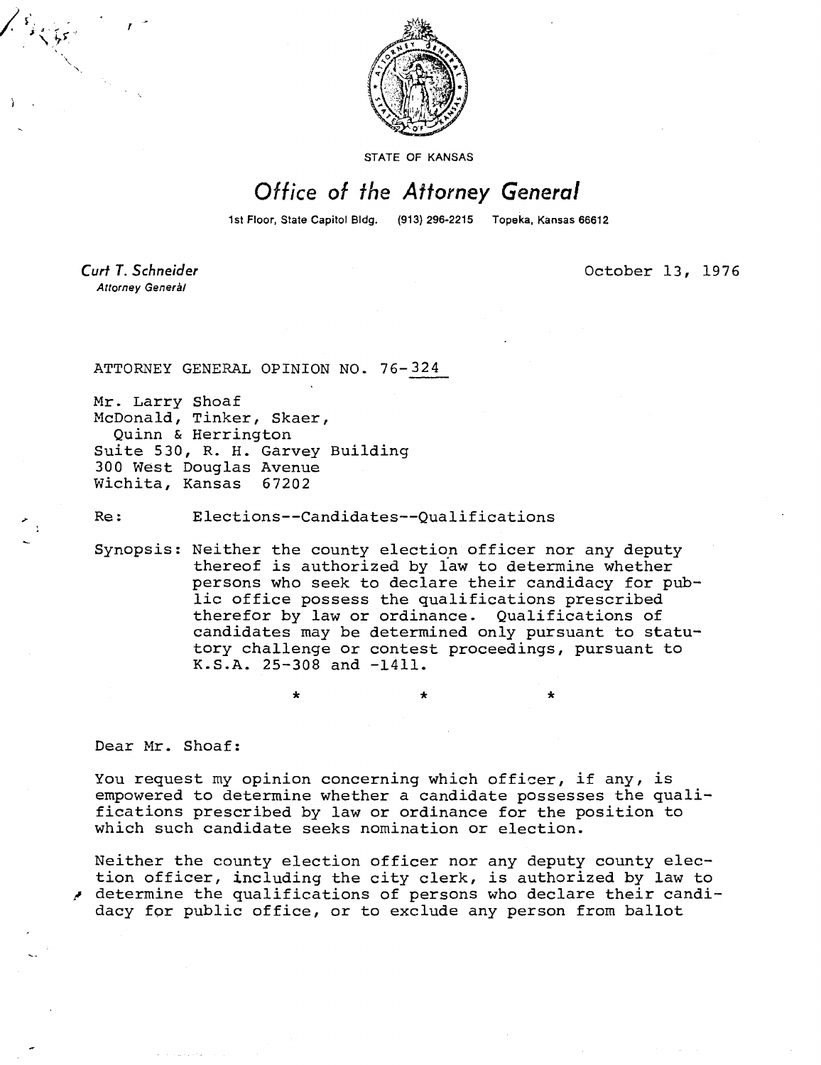STATE OF KANSAS

# Office of the Attorney General

1st Floor, State Capitol Bldg. (913) 296-2215 Topeka, Kansas 66612

*Curt T. Schneider*
*Attorney General*

October 13, 1976

ATTORNEY GENERAL OPINION NO. 76-324

Mr. Larry Shoaf
McDonald, Tinker, Skaer,
Quinn & Herrington
Suite 530, R. H. Garvey Building
300 West Douglas Avenue
Wichita, Kansas 67202

Re: Elections--Candidates--Qualifications

Synopsis: Neither the county election officer nor any deputy thereof is authorized by law to determine whether persons who seek to declare their candidacy for public office possess the qualifications prescribed therefor by law or ordinance. Qualifications of candidates may be determined only pursuant to statutory challenge or contest proceedings, pursuant to K.S.A. 25-308 and -1411.

\* \* \*

Dear Mr. Shoaf:

You request my opinion concerning which officer, if any, is empowered to determine whether a candidate possesses the qualifications prescribed by law or ordinance for the position to which such candidate seeks nomination or election.

Neither the county election officer nor any deputy county election officer, including the city clerk, is authorized by law to determine the qualifications of persons who declare their candidacy for public office, or to exclude any person from ballot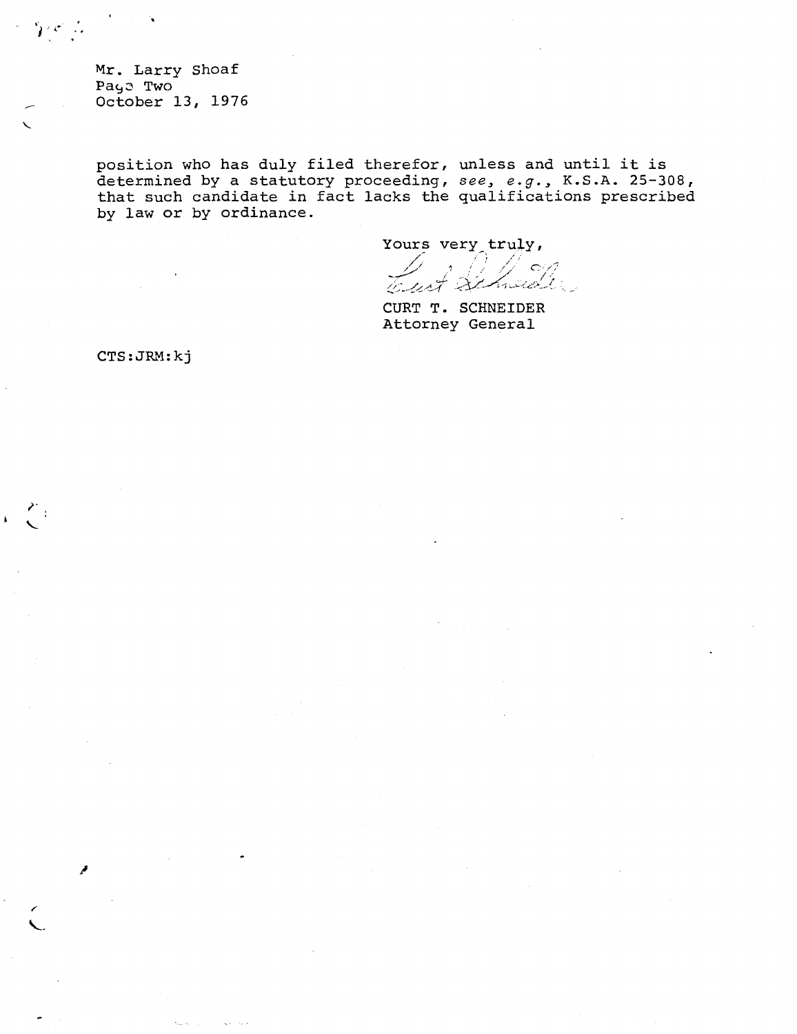Mr. Larry Shoaf
Page Two
October 13, 1976

position who has duly filed therefor, unless and until it is determined by a statutory proceeding, *see, e.g.,* K.S.A. 25-308, that such candidate in fact lacks the qualifications prescribed by law or by ordinance.

Yours very truly,

CURT T. SCHNEIDER
Attorney General

CTS:JRM:kj